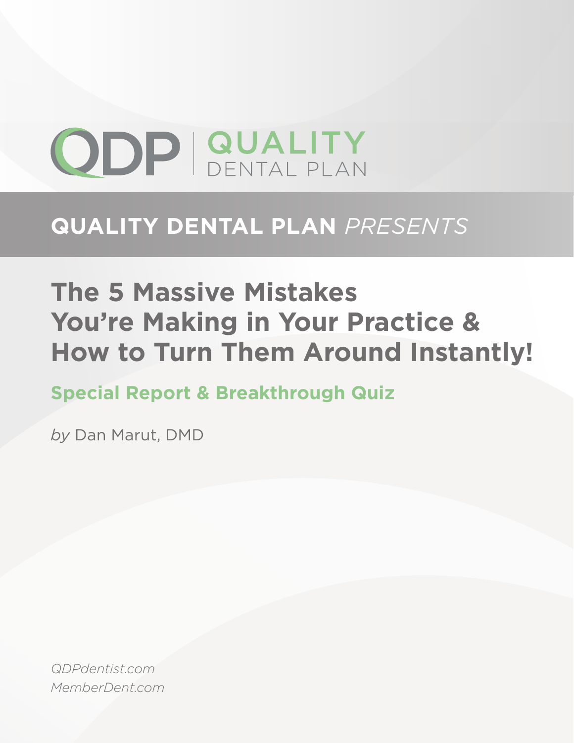QDP | QUALITY DENTAL PLAN

## QUALITY DENTAL PLAN *PRESENTS*

# The 5 Massive Mistakes You're Making in Your Practice & How to Turn Them Around Instantly!

### Special Report & Breakthrough Quiz

*by* Dan Marut, DMD

*QDPdentist.com*
*MemberDent.com*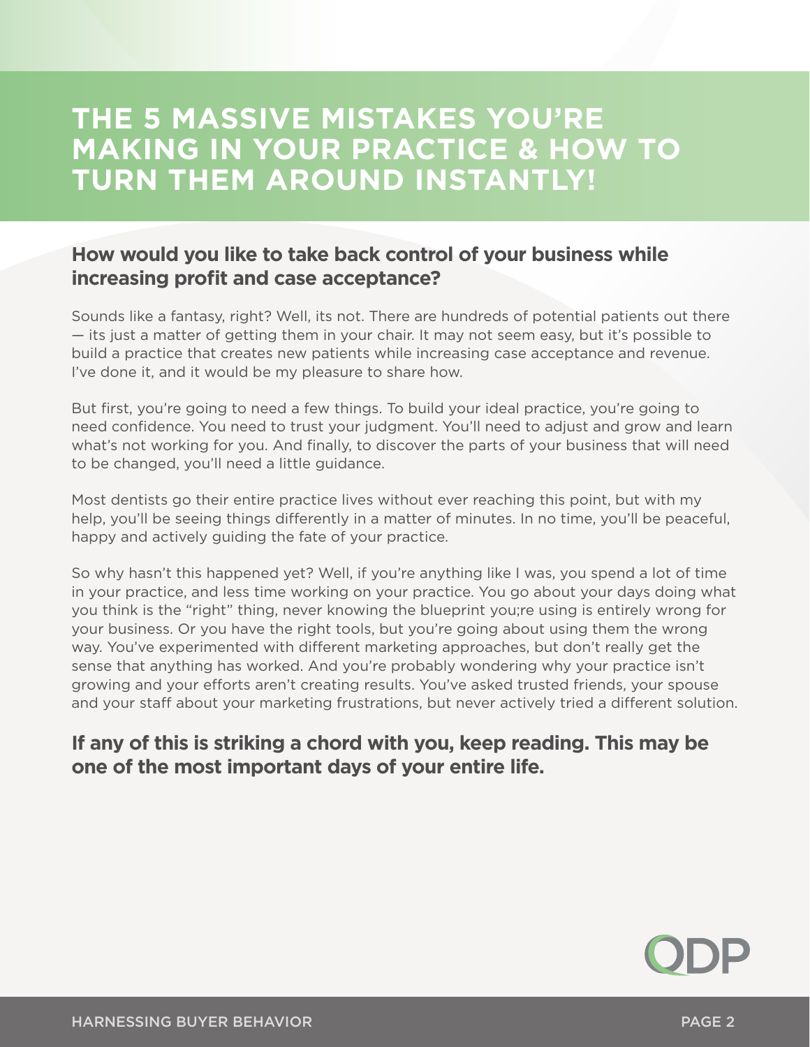# THE 5 MASSIVE MISTAKES YOU'RE MAKING IN YOUR PRACTICE & HOW TO TURN THEM AROUND INSTANTLY!

## How would you like to take back control of your business while increasing profit and case acceptance?

Sounds like a fantasy, right? Well, its not. There are hundreds of potential patients out there — its just a matter of getting them in your chair. It may not seem easy, but it's possible to build a practice that creates new patients while increasing case acceptance and revenue. I've done it, and it would be my pleasure to share how.

But first, you're going to need a few things. To build your ideal practice, you're going to need confidence. You need to trust your judgment. You'll need to adjust and grow and learn what's not working for you. And finally, to discover the parts of your business that will need to be changed, you'll need a little guidance.

Most dentists go their entire practice lives without ever reaching this point, but with my help, you'll be seeing things differently in a matter of minutes. In no time, you'll be peaceful, happy and actively guiding the fate of your practice.

So why hasn't this happened yet? Well, if you're anything like I was, you spend a lot of time in your practice, and less time working on your practice. You go about your days doing what you think is the "right" thing, never knowing the blueprint you;re using is entirely wrong for your business. Or you have the right tools, but you're going about using them the wrong way. You've experimented with different marketing approaches, but don't really get the sense that anything has worked. And you're probably wondering why your practice isn't growing and your efforts aren't creating results. You've asked trusted friends, your spouse and your staff about your marketing frustrations, but never actively tried a different solution.

## If any of this is striking a chord with you, keep reading. This may be one of the most important days of your entire life.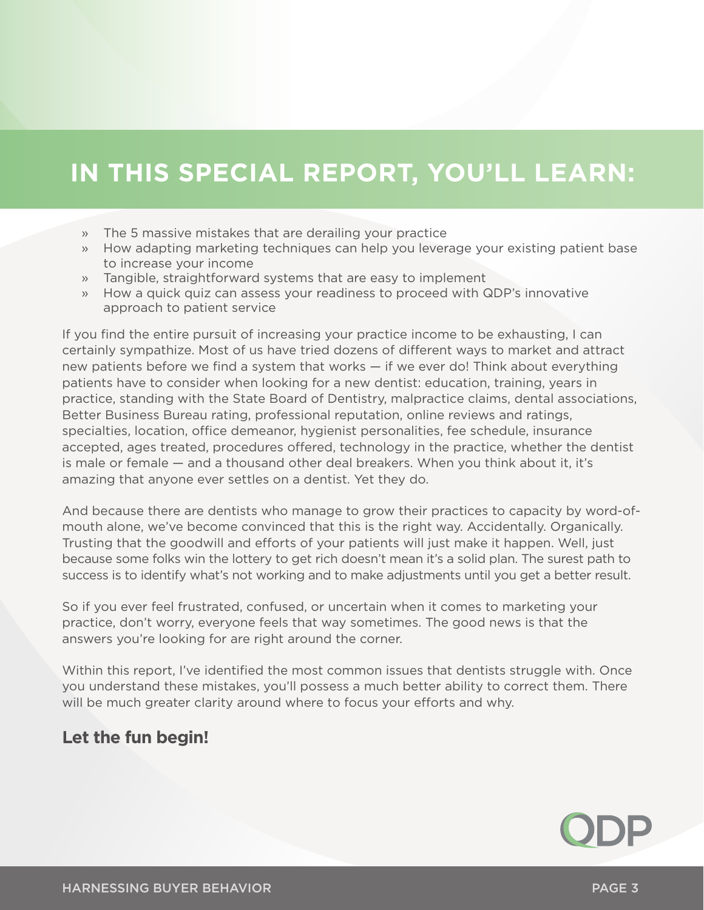# IN THIS SPECIAL REPORT, YOU'LL LEARN:

- The 5 massive mistakes that are derailing your practice
- How adapting marketing techniques can help you leverage your existing patient base to increase your income
- Tangible, straightforward systems that are easy to implement
- How a quick quiz can assess your readiness to proceed with QDP's innovative approach to patient service

If you find the entire pursuit of increasing your practice income to be exhausting, I can certainly sympathize. Most of us have tried dozens of different ways to market and attract new patients before we find a system that works — if we ever do! Think about everything patients have to consider when looking for a new dentist: education, training, years in practice, standing with the State Board of Dentistry, malpractice claims, dental associations, Better Business Bureau rating, professional reputation, online reviews and ratings, specialties, location, office demeanor, hygienist personalities, fee schedule, insurance accepted, ages treated, procedures offered, technology in the practice, whether the dentist is male or female — and a thousand other deal breakers. When you think about it, it's amazing that anyone ever settles on a dentist. Yet they do.

And because there are dentists who manage to grow their practices to capacity by word-of-mouth alone, we've become convinced that this is the right way. Accidentally. Organically. Trusting that the goodwill and efforts of your patients will just make it happen. Well, just because some folks win the lottery to get rich doesn't mean it's a solid plan. The surest path to success is to identify what's not working and to make adjustments until you get a better result.

So if you ever feel frustrated, confused, or uncertain when it comes to marketing your practice, don't worry, everyone feels that way sometimes. The good news is that the answers you're looking for are right around the corner.

Within this report, I've identified the most common issues that dentists struggle with. Once you understand these mistakes, you'll possess a much better ability to correct them. There will be much greater clarity around where to focus your efforts and why.

## Let the fun begin!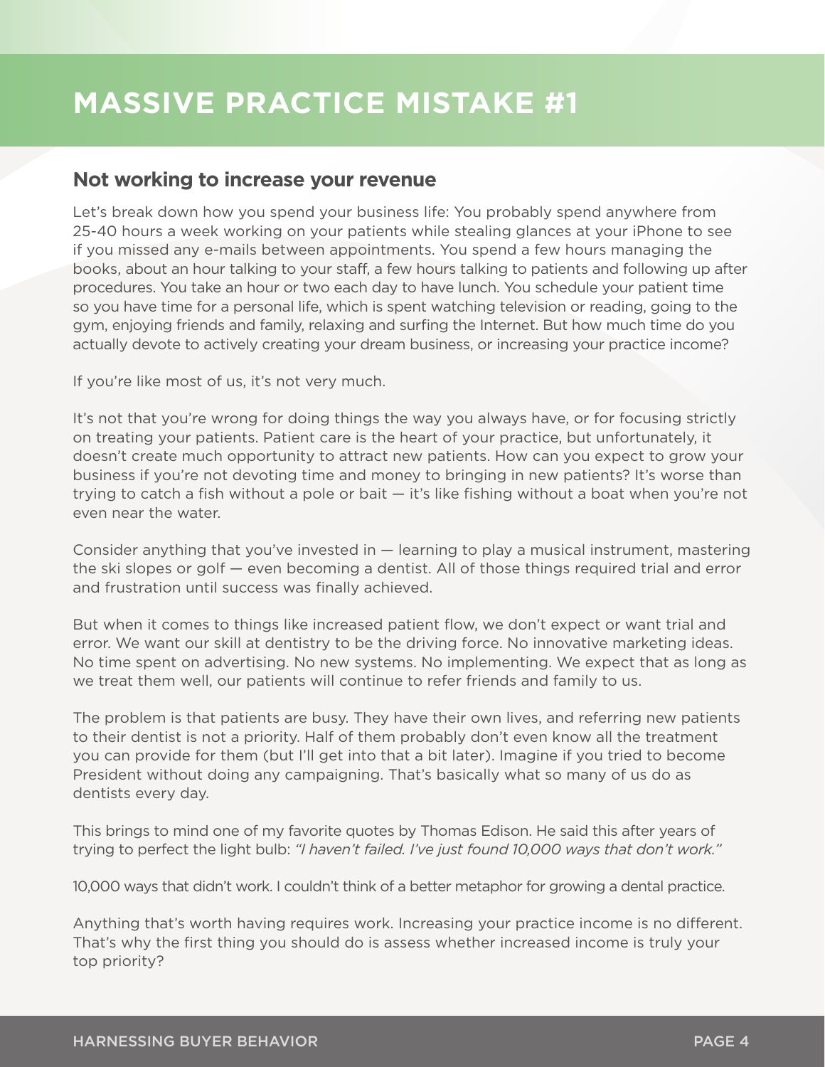# MASSIVE PRACTICE MISTAKE #1

## Not working to increase your revenue

Let's break down how you spend your business life: You probably spend anywhere from 25-40 hours a week working on your patients while stealing glances at your iPhone to see if you missed any e-mails between appointments. You spend a few hours managing the books, about an hour talking to your staff, a few hours talking to patients and following up after procedures. You take an hour or two each day to have lunch. You schedule your patient time so you have time for a personal life, which is spent watching television or reading, going to the gym, enjoying friends and family, relaxing and surfing the Internet. But how much time do you actually devote to actively creating your dream business, or increasing your practice income?

If you're like most of us, it's not very much.

It's not that you're wrong for doing things the way you always have, or for focusing strictly on treating your patients. Patient care is the heart of your practice, but unfortunately, it doesn't create much opportunity to attract new patients. How can you expect to grow your business if you're not devoting time and money to bringing in new patients? It's worse than trying to catch a fish without a pole or bait — it's like fishing without a boat when you're not even near the water.

Consider anything that you've invested in — learning to play a musical instrument, mastering the ski slopes or golf — even becoming a dentist. All of those things required trial and error and frustration until success was finally achieved.

But when it comes to things like increased patient flow, we don't expect or want trial and error. We want our skill at dentistry to be the driving force. No innovative marketing ideas. No time spent on advertising. No new systems. No implementing. We expect that as long as we treat them well, our patients will continue to refer friends and family to us.

The problem is that patients are busy. They have their own lives, and referring new patients to their dentist is not a priority. Half of them probably don't even know all the treatment you can provide for them (but I'll get into that a bit later). Imagine if you tried to become President without doing any campaigning. That's basically what so many of us do as dentists every day.

This brings to mind one of my favorite quotes by Thomas Edison. He said this after years of trying to perfect the light bulb: *"I haven't failed. I've just found 10,000 ways that don't work."*

10,000 ways that didn't work. I couldn't think of a better metaphor for growing a dental practice.

Anything that's worth having requires work. Increasing your practice income is no different. That's why the first thing you should do is assess whether increased income is truly your top priority?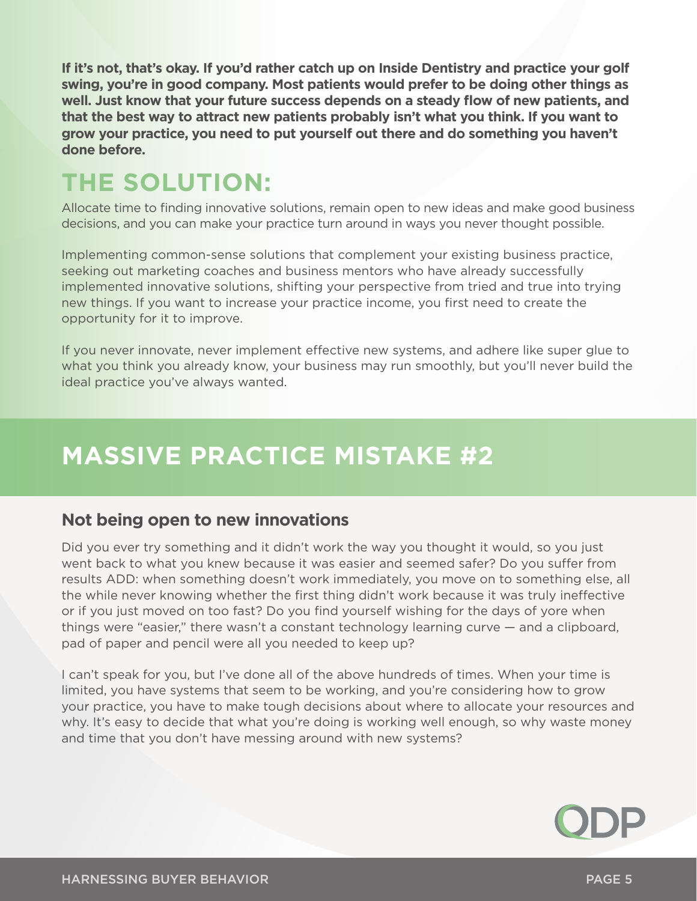**If it's not, that's okay. If you'd rather catch up on Inside Dentistry and practice your golf swing, you're in good company. Most patients would prefer to be doing other things as well. Just know that your future success depends on a steady flow of new patients, and that the best way to attract new patients probably isn't what you think. If you want to grow your practice, you need to put yourself out there and do something you haven't done before.**

## THE SOLUTION:

Allocate time to finding innovative solutions, remain open to new ideas and make good business decisions, and you can make your practice turn around in ways you never thought possible.

Implementing common-sense solutions that complement your existing business practice, seeking out marketing coaches and business mentors who have already successfully implemented innovative solutions, shifting your perspective from tried and true into trying new things. If you want to increase your practice income, you first need to create the opportunity for it to improve.

If you never innovate, never implement effective new systems, and adhere like super glue to what you think you already know, your business may run smoothly, but you'll never build the ideal practice you've always wanted.

# MASSIVE PRACTICE MISTAKE #2

### Not being open to new innovations

Did you ever try something and it didn't work the way you thought it would, so you just went back to what you knew because it was easier and seemed safer? Do you suffer from results ADD: when something doesn't work immediately, you move on to something else, all the while never knowing whether the first thing didn't work because it was truly ineffective or if you just moved on too fast? Do you find yourself wishing for the days of yore when things were "easier," there wasn't a constant technology learning curve — and a clipboard, pad of paper and pencil were all you needed to keep up?

I can't speak for you, but I've done all of the above hundreds of times. When your time is limited, you have systems that seem to be working, and you're considering how to grow your practice, you have to make tough decisions about where to allocate your resources and why. It's easy to decide that what you're doing is working well enough, so why waste money and time that you don't have messing around with new systems?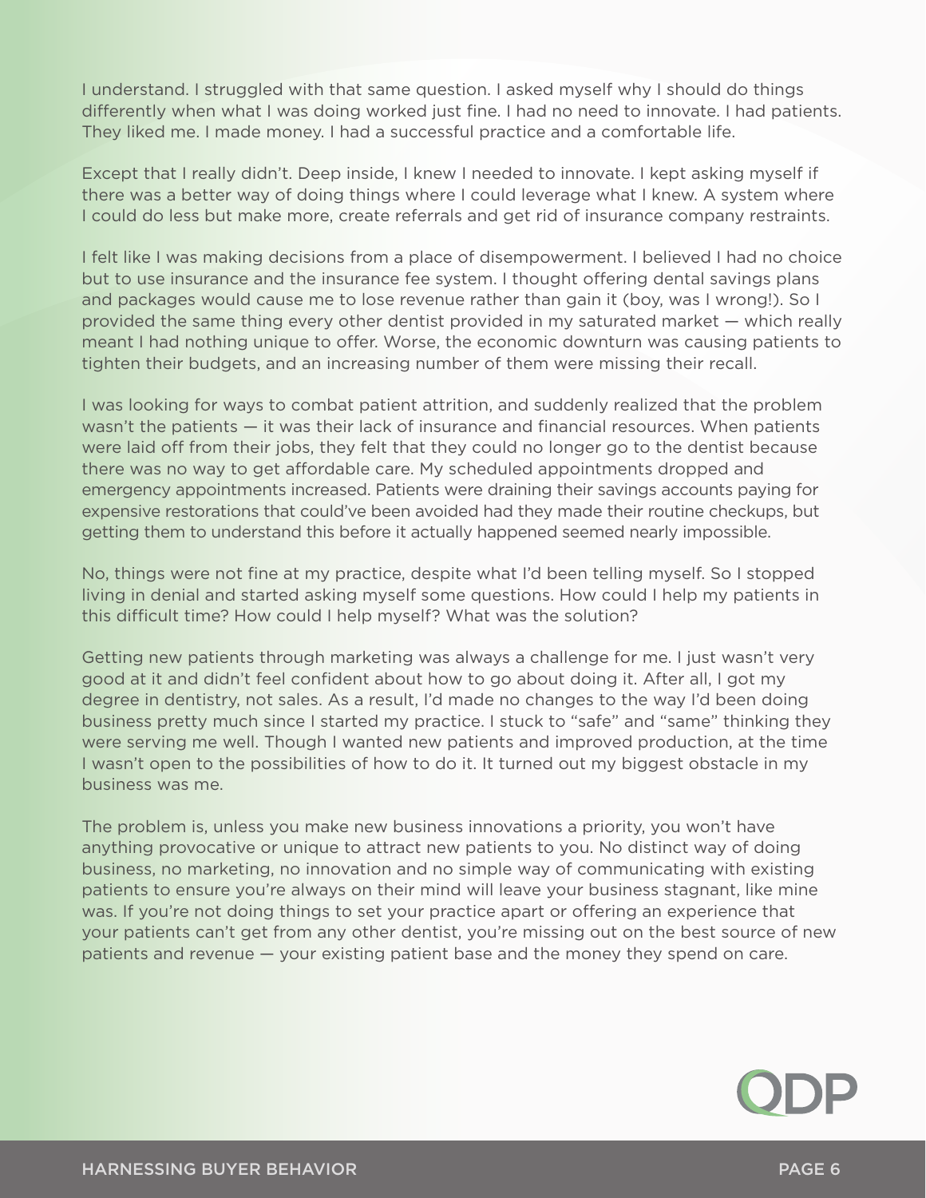I understand. I struggled with that same question. I asked myself why I should do things differently when what I was doing worked just fine. I had no need to innovate. I had patients. They liked me. I made money. I had a successful practice and a comfortable life.

Except that I really didn't. Deep inside, I knew I needed to innovate. I kept asking myself if there was a better way of doing things where I could leverage what I knew. A system where I could do less but make more, create referrals and get rid of insurance company restraints.

I felt like I was making decisions from a place of disempowerment. I believed I had no choice but to use insurance and the insurance fee system. I thought offering dental savings plans and packages would cause me to lose revenue rather than gain it (boy, was I wrong!). So I provided the same thing every other dentist provided in my saturated market — which really meant I had nothing unique to offer. Worse, the economic downturn was causing patients to tighten their budgets, and an increasing number of them were missing their recall.

I was looking for ways to combat patient attrition, and suddenly realized that the problem wasn't the patients — it was their lack of insurance and financial resources. When patients were laid off from their jobs, they felt that they could no longer go to the dentist because there was no way to get affordable care. My scheduled appointments dropped and emergency appointments increased. Patients were draining their savings accounts paying for expensive restorations that could've been avoided had they made their routine checkups, but getting them to understand this before it actually happened seemed nearly impossible.

No, things were not fine at my practice, despite what I'd been telling myself. So I stopped living in denial and started asking myself some questions. How could I help my patients in this difficult time? How could I help myself? What was the solution?

Getting new patients through marketing was always a challenge for me. I just wasn't very good at it and didn't feel confident about how to go about doing it. After all, I got my degree in dentistry, not sales. As a result, I'd made no changes to the way I'd been doing business pretty much since I started my practice. I stuck to "safe" and "same" thinking they were serving me well. Though I wanted new patients and improved production, at the time I wasn't open to the possibilities of how to do it. It turned out my biggest obstacle in my business was me.

The problem is, unless you make new business innovations a priority, you won't have anything provocative or unique to attract new patients to you. No distinct way of doing business, no marketing, no innovation and no simple way of communicating with existing patients to ensure you're always on their mind will leave your business stagnant, like mine was. If you're not doing things to set your practice apart or offering an experience that your patients can't get from any other dentist, you're missing out on the best source of new patients and revenue — your existing patient base and the money they spend on care.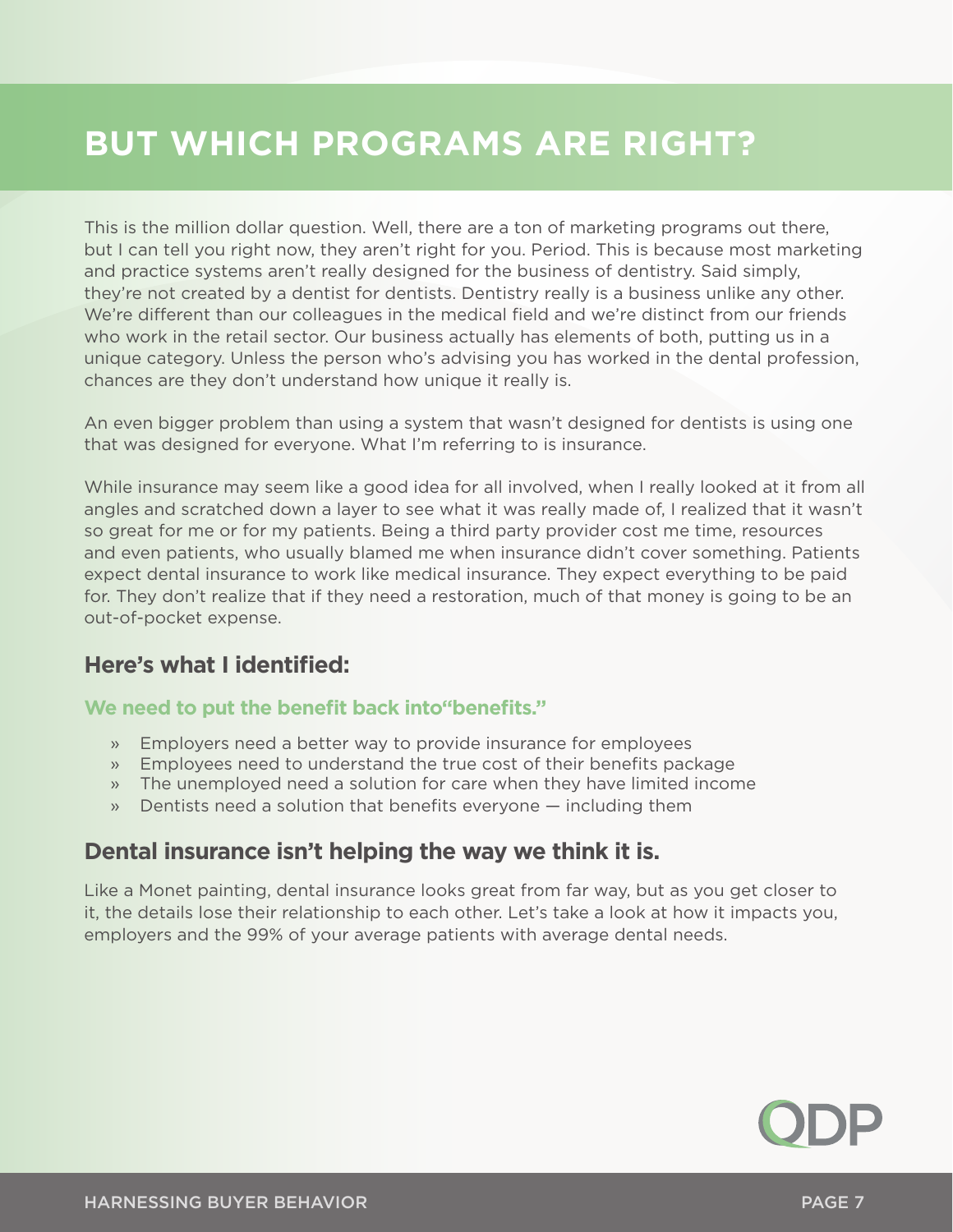# BUT WHICH PROGRAMS ARE RIGHT?

This is the million dollar question. Well, there are a ton of marketing programs out there, but I can tell you right now, they aren't right for you. Period. This is because most marketing and practice systems aren't really designed for the business of dentistry. Said simply, they're not created by a dentist for dentists. Dentistry really is a business unlike any other. We're different than our colleagues in the medical field and we're distinct from our friends who work in the retail sector. Our business actually has elements of both, putting us in a unique category. Unless the person who's advising you has worked in the dental profession, chances are they don't understand how unique it really is.

An even bigger problem than using a system that wasn't designed for dentists is using one that was designed for everyone. What I'm referring to is insurance.

While insurance may seem like a good idea for all involved, when I really looked at it from all angles and scratched down a layer to see what it was really made of, I realized that it wasn't so great for me or for my patients. Being a third party provider cost me time, resources and even patients, who usually blamed me when insurance didn't cover something. Patients expect dental insurance to work like medical insurance. They expect everything to be paid for. They don't realize that if they need a restoration, much of that money is going to be an out-of-pocket expense.

## Here's what I identified:

### We need to put the benefit back into"benefits."

- Employers need a better way to provide insurance for employees
- Employees need to understand the true cost of their benefits package
- The unemployed need a solution for care when they have limited income
- Dentists need a solution that benefits everyone — including them

## Dental insurance isn't helping the way we think it is.

Like a Monet painting, dental insurance looks great from far way, but as you get closer to it, the details lose their relationship to each other. Let's take a look at how it impacts you, employers and the 99% of your average patients with average dental needs.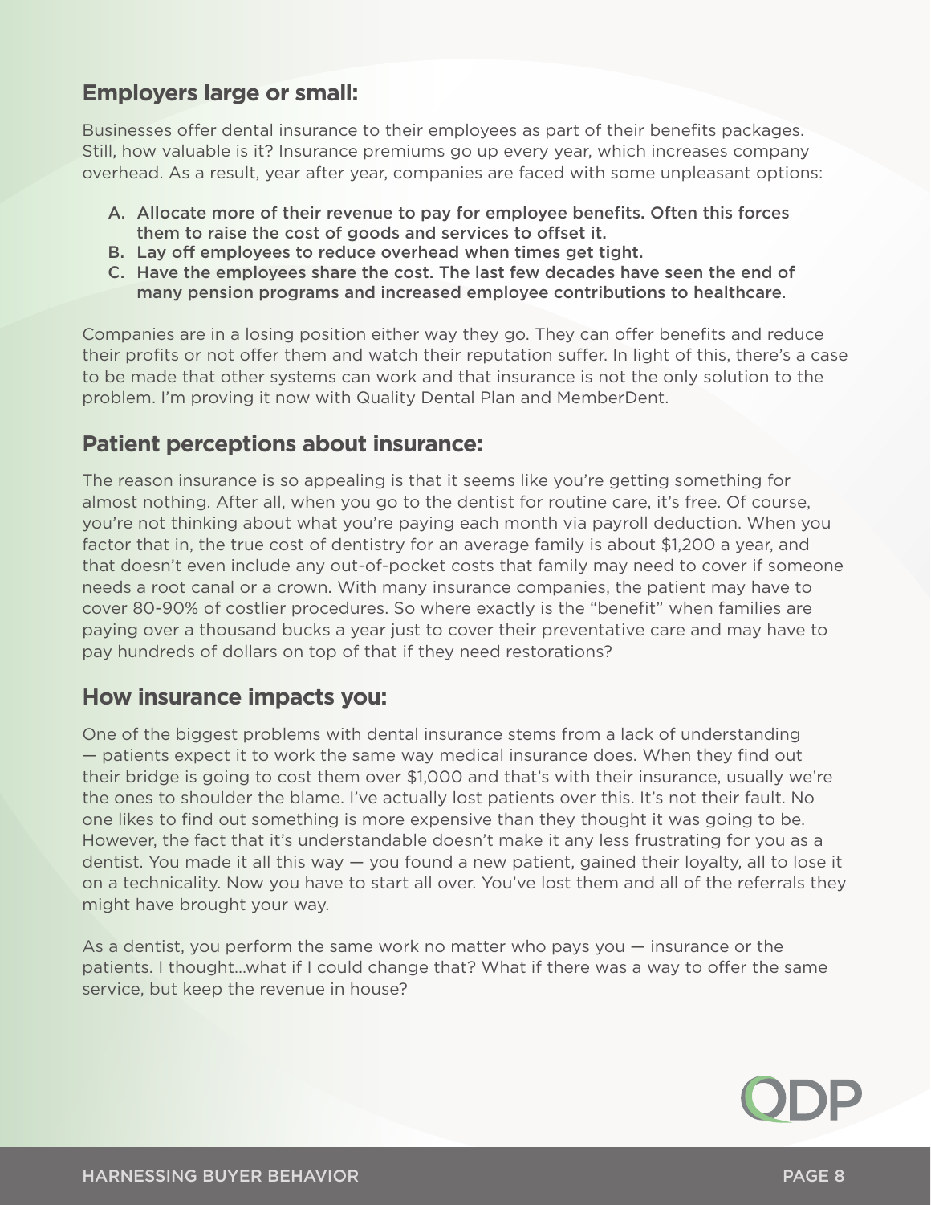## Employers large or small:

Businesses offer dental insurance to their employees as part of their benefits packages. Still, how valuable is it? Insurance premiums go up every year, which increases company overhead. As a result, year after year, companies are faced with some unpleasant options:

A. **Allocate more of their revenue to pay for employee benefits. Often this forces them to raise the cost of goods and services to offset it.**
B. **Lay off employees to reduce overhead when times get tight.**
C. **Have the employees share the cost. The last few decades have seen the end of many pension programs and increased employee contributions to healthcare.**

Companies are in a losing position either way they go. They can offer benefits and reduce their profits or not offer them and watch their reputation suffer. In light of this, there's a case to be made that other systems can work and that insurance is not the only solution to the problem. I'm proving it now with Quality Dental Plan and MemberDent.

## Patient perceptions about insurance:

The reason insurance is so appealing is that it seems like you're getting something for almost nothing. After all, when you go to the dentist for routine care, it's free. Of course, you're not thinking about what you're paying each month via payroll deduction. When you factor that in, the true cost of dentistry for an average family is about $1,200 a year, and that doesn't even include any out-of-pocket costs that family may need to cover if someone needs a root canal or a crown. With many insurance companies, the patient may have to cover 80-90% of costlier procedures. So where exactly is the "benefit" when families are paying over a thousand bucks a year just to cover their preventative care and may have to pay hundreds of dollars on top of that if they need restorations?

## How insurance impacts you:

One of the biggest problems with dental insurance stems from a lack of understanding — patients expect it to work the same way medical insurance does. When they find out their bridge is going to cost them over $1,000 and that's with their insurance, usually we're the ones to shoulder the blame. I've actually lost patients over this. It's not their fault. No one likes to find out something is more expensive than they thought it was going to be. However, the fact that it's understandable doesn't make it any less frustrating for you as a dentist. You made it all this way — you found a new patient, gained their loyalty, all to lose it on a technicality. Now you have to start all over. You've lost them and all of the referrals they might have brought your way.

As a dentist, you perform the same work no matter who pays you — insurance or the patients. I thought...what if I could change that? What if there was a way to offer the same service, but keep the revenue in house?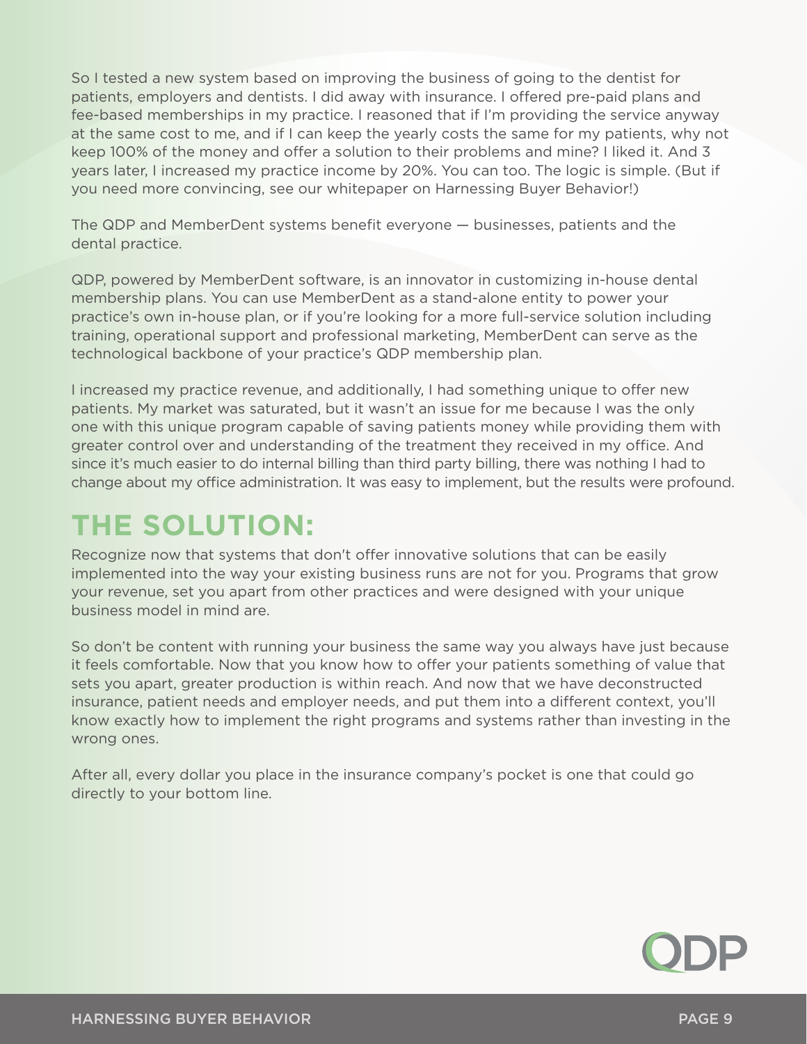So I tested a new system based on improving the business of going to the dentist for patients, employers and dentists. I did away with insurance. I offered pre-paid plans and fee-based memberships in my practice. I reasoned that if I'm providing the service anyway at the same cost to me, and if I can keep the yearly costs the same for my patients, why not keep 100% of the money and offer a solution to their problems and mine? I liked it. And 3 years later, I increased my practice income by 20%. You can too. The logic is simple. (But if you need more convincing, see our whitepaper on Harnessing Buyer Behavior!)

The QDP and MemberDent systems benefit everyone — businesses, patients and the dental practice.

QDP, powered by MemberDent software, is an innovator in customizing in-house dental membership plans. You can use MemberDent as a stand-alone entity to power your practice's own in-house plan, or if you're looking for a more full-service solution including training, operational support and professional marketing, MemberDent can serve as the technological backbone of your practice's QDP membership plan.

I increased my practice revenue, and additionally, I had something unique to offer new patients. My market was saturated, but it wasn't an issue for me because I was the only one with this unique program capable of saving patients money while providing them with greater control over and understanding of the treatment they received in my office. And since it's much easier to do internal billing than third party billing, there was nothing I had to change about my office administration. It was easy to implement, but the results were profound.

## THE SOLUTION:

Recognize now that systems that don't offer innovative solutions that can be easily implemented into the way your existing business runs are not for you. Programs that grow your revenue, set you apart from other practices and were designed with your unique business model in mind are.

So don't be content with running your business the same way you always have just because it feels comfortable. Now that you know how to offer your patients something of value that sets you apart, greater production is within reach. And now that we have deconstructed insurance, patient needs and employer needs, and put them into a different context, you'll know exactly how to implement the right programs and systems rather than investing in the wrong ones.

After all, every dollar you place in the insurance company's pocket is one that could go directly to your bottom line.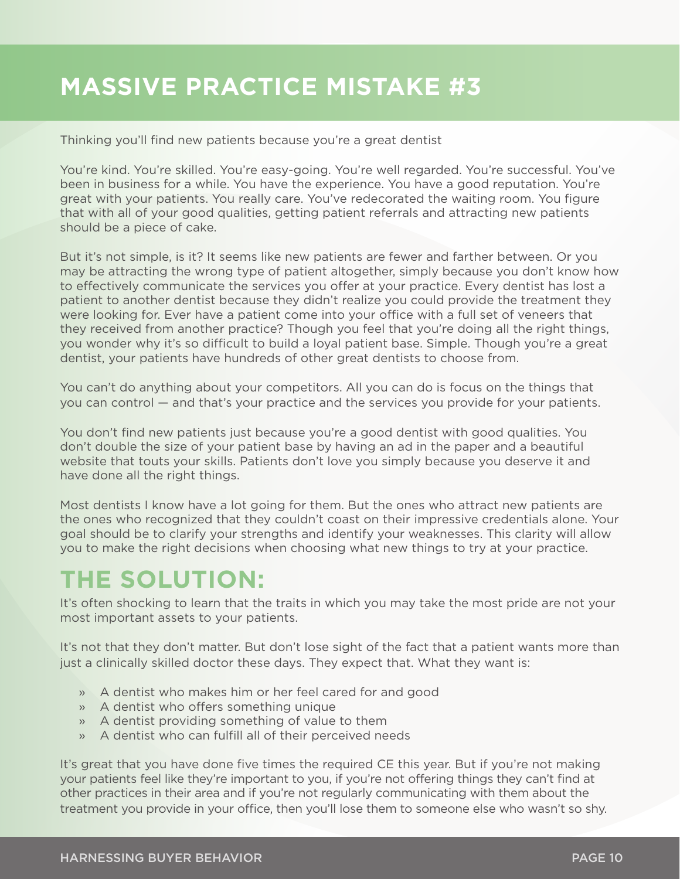# MASSIVE PRACTICE MISTAKE #3

Thinking you'll find new patients because you're a great dentist

You're kind. You're skilled. You're easy-going. You're well regarded. You're successful. You've been in business for a while. You have the experience. You have a good reputation. You're great with your patients. You really care. You've redecorated the waiting room. You figure that with all of your good qualities, getting patient referrals and attracting new patients should be a piece of cake.

But it's not simple, is it? It seems like new patients are fewer and farther between. Or you may be attracting the wrong type of patient altogether, simply because you don't know how to effectively communicate the services you offer at your practice. Every dentist has lost a patient to another dentist because they didn't realize you could provide the treatment they were looking for. Ever have a patient come into your office with a full set of veneers that they received from another practice? Though you feel that you're doing all the right things, you wonder why it's so difficult to build a loyal patient base. Simple. Though you're a great dentist, your patients have hundreds of other great dentists to choose from.

You can't do anything about your competitors. All you can do is focus on the things that you can control — and that's your practice and the services you provide for your patients.

You don't find new patients just because you're a good dentist with good qualities. You don't double the size of your patient base by having an ad in the paper and a beautiful website that touts your skills. Patients don't love you simply because you deserve it and have done all the right things.

Most dentists I know have a lot going for them. But the ones who attract new patients are the ones who recognized that they couldn't coast on their impressive credentials alone. Your goal should be to clarify your strengths and identify your weaknesses. This clarity will allow you to make the right decisions when choosing what new things to try at your practice.

## THE SOLUTION:

It's often shocking to learn that the traits in which you may take the most pride are not your most important assets to your patients.

It's not that they don't matter. But don't lose sight of the fact that a patient wants more than just a clinically skilled doctor these days. They expect that. What they want is:

- A dentist who makes him or her feel cared for and good
- A dentist who offers something unique
- A dentist providing something of value to them
- A dentist who can fulfill all of their perceived needs

It's great that you have done five times the required CE this year. But if you're not making your patients feel like they're important to you, if you're not offering things they can't find at other practices in their area and if you're not regularly communicating with them about the treatment you provide in your office, then you'll lose them to someone else who wasn't so shy.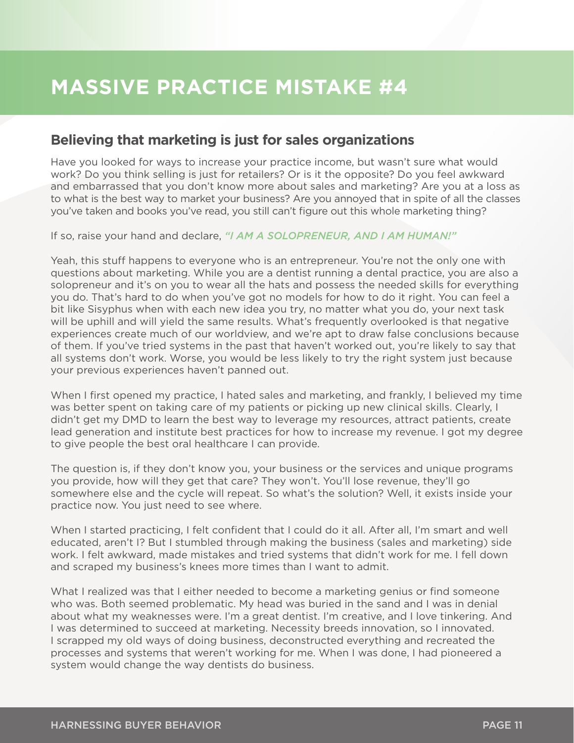# MASSIVE PRACTICE MISTAKE #4

## Believing that marketing is just for sales organizations

Have you looked for ways to increase your practice income, but wasn't sure what would work? Do you think selling is just for retailers? Or is it the opposite? Do you feel awkward and embarrassed that you don't know more about sales and marketing? Are you at a loss as to what is the best way to market your business? Are you annoyed that in spite of all the classes you've taken and books you've read, you still can't figure out this whole marketing thing?

If so, raise your hand and declare, *"I AM A SOLOPRENEUR, AND I AM HUMAN!"*

Yeah, this stuff happens to everyone who is an entrepreneur. You're not the only one with questions about marketing. While you are a dentist running a dental practice, you are also a solopreneur and it's on you to wear all the hats and possess the needed skills for everything you do. That's hard to do when you've got no models for how to do it right. You can feel a bit like Sisyphus when with each new idea you try, no matter what you do, your next task will be uphill and will yield the same results. What's frequently overlooked is that negative experiences create much of our worldview, and we're apt to draw false conclusions because of them. If you've tried systems in the past that haven't worked out, you're likely to say that all systems don't work. Worse, you would be less likely to try the right system just because your previous experiences haven't panned out.

When I first opened my practice, I hated sales and marketing, and frankly, I believed my time was better spent on taking care of my patients or picking up new clinical skills. Clearly, I didn't get my DMD to learn the best way to leverage my resources, attract patients, create lead generation and institute best practices for how to increase my revenue. I got my degree to give people the best oral healthcare I can provide.

The question is, if they don't know you, your business or the services and unique programs you provide, how will they get that care? They won't. You'll lose revenue, they'll go somewhere else and the cycle will repeat. So what's the solution? Well, it exists inside your practice now. You just need to see where.

When I started practicing, I felt confident that I could do it all. After all, I'm smart and well educated, aren't I? But I stumbled through making the business (sales and marketing) side work. I felt awkward, made mistakes and tried systems that didn't work for me. I fell down and scraped my business's knees more times than I want to admit.

What I realized was that I either needed to become a marketing genius or find someone who was. Both seemed problematic. My head was buried in the sand and I was in denial about what my weaknesses were. I'm a great dentist. I'm creative, and I love tinkering. And I was determined to succeed at marketing. Necessity breeds innovation, so I innovated. I scrapped my old ways of doing business, deconstructed everything and recreated the processes and systems that weren't working for me. When I was done, I had pioneered a system would change the way dentists do business.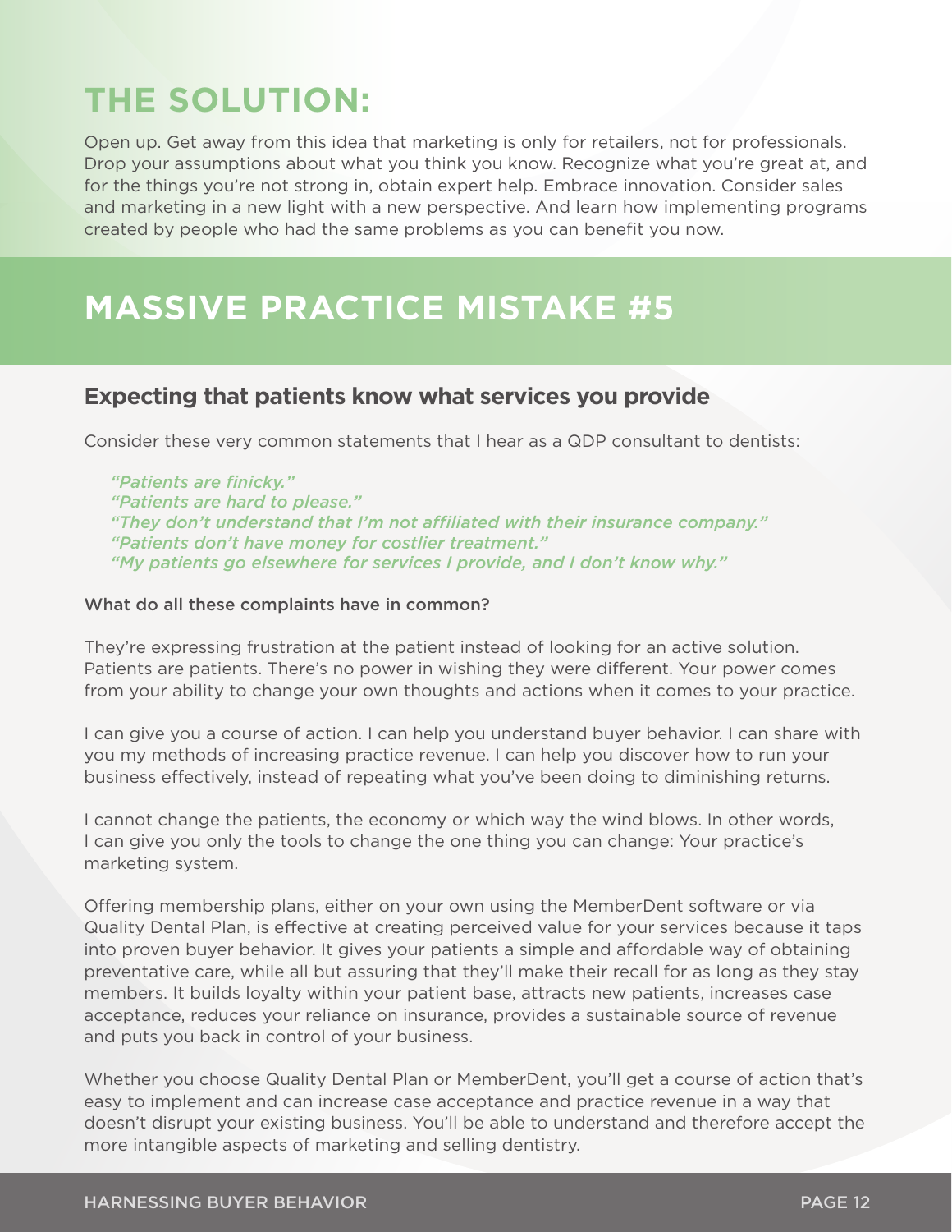# THE SOLUTION:

Open up. Get away from this idea that marketing is only for retailers, not for professionals. Drop your assumptions about what you think you know. Recognize what you're great at, and for the things you're not strong in, obtain expert help. Embrace innovation. Consider sales and marketing in a new light with a new perspective. And learn how implementing programs created by people who had the same problems as you can benefit you now.

# MASSIVE PRACTICE MISTAKE #5

## Expecting that patients know what services you provide

Consider these very common statements that I hear as a QDP consultant to dentists:

> *"Patients are finicky."*
> *"Patients are hard to please."*
> *"They don't understand that I'm not affiliated with their insurance company."*
> *"Patients don't have money for costlier treatment."*
> *"My patients go elsewhere for services I provide, and I don't know why."*

What do all these complaints have in common?

They're expressing frustration at the patient instead of looking for an active solution. Patients are patients. There's no power in wishing they were different. Your power comes from your ability to change your own thoughts and actions when it comes to your practice.

I can give you a course of action. I can help you understand buyer behavior. I can share with you my methods of increasing practice revenue. I can help you discover how to run your business effectively, instead of repeating what you've been doing to diminishing returns.

I cannot change the patients, the economy or which way the wind blows. In other words, I can give you only the tools to change the one thing you can change: Your practice's marketing system.

Offering membership plans, either on your own using the MemberDent software or via Quality Dental Plan, is effective at creating perceived value for your services because it taps into proven buyer behavior. It gives your patients a simple and affordable way of obtaining preventative care, while all but assuring that they'll make their recall for as long as they stay members. It builds loyalty within your patient base, attracts new patients, increases case acceptance, reduces your reliance on insurance, provides a sustainable source of revenue and puts you back in control of your business.

Whether you choose Quality Dental Plan or MemberDent, you'll get a course of action that's easy to implement and can increase case acceptance and practice revenue in a way that doesn't disrupt your existing business. You'll be able to understand and therefore accept the more intangible aspects of marketing and selling dentistry.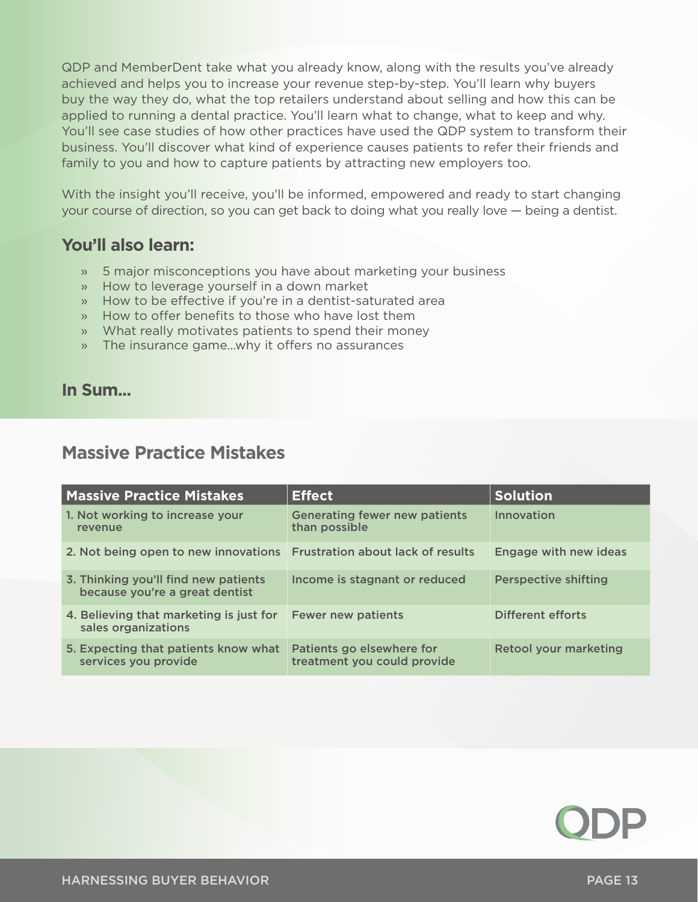QDP and MemberDent take what you already know, along with the results you've already achieved and helps you to increase your revenue step-by-step. You'll learn why buyers buy the way they do, what the top retailers understand about selling and how this can be applied to running a dental practice. You'll learn what to change, what to keep and why. You'll see case studies of how other practices have used the QDP system to transform their business. You'll discover what kind of experience causes patients to refer their friends and family to you and how to capture patients by attracting new employers too.

With the insight you'll receive, you'll be informed, empowered and ready to start changing your course of direction, so you can get back to doing what you really love — being a dentist.

## You'll also learn:

- 5 major misconceptions you have about marketing your business
- How to leverage yourself in a down market
- How to be effective if you're in a dentist-saturated area
- How to offer benefits to those who have lost them
- What really motivates patients to spend their money
- The insurance game...why it offers no assurances

## In Sum...

## Massive Practice Mistakes

| Massive Practice Mistakes | Effect | Solution |
|---|---|---|
| 1. Not working to increase your revenue | Generating fewer new patients than possible | Innovation |
| 2. Not being open to new innovations | Frustration about lack of results | Engage with new ideas |
| 3. Thinking you'll find new patients because you're a great dentist | Income is stagnant or reduced | Perspective shifting |
| 4. Believing that marketing is just for sales organizations | Fewer new patients | Different efforts |
| 5. Expecting that patients know what services you provide | Patients go elsewhere for treatment you could provide | Retool your marketing |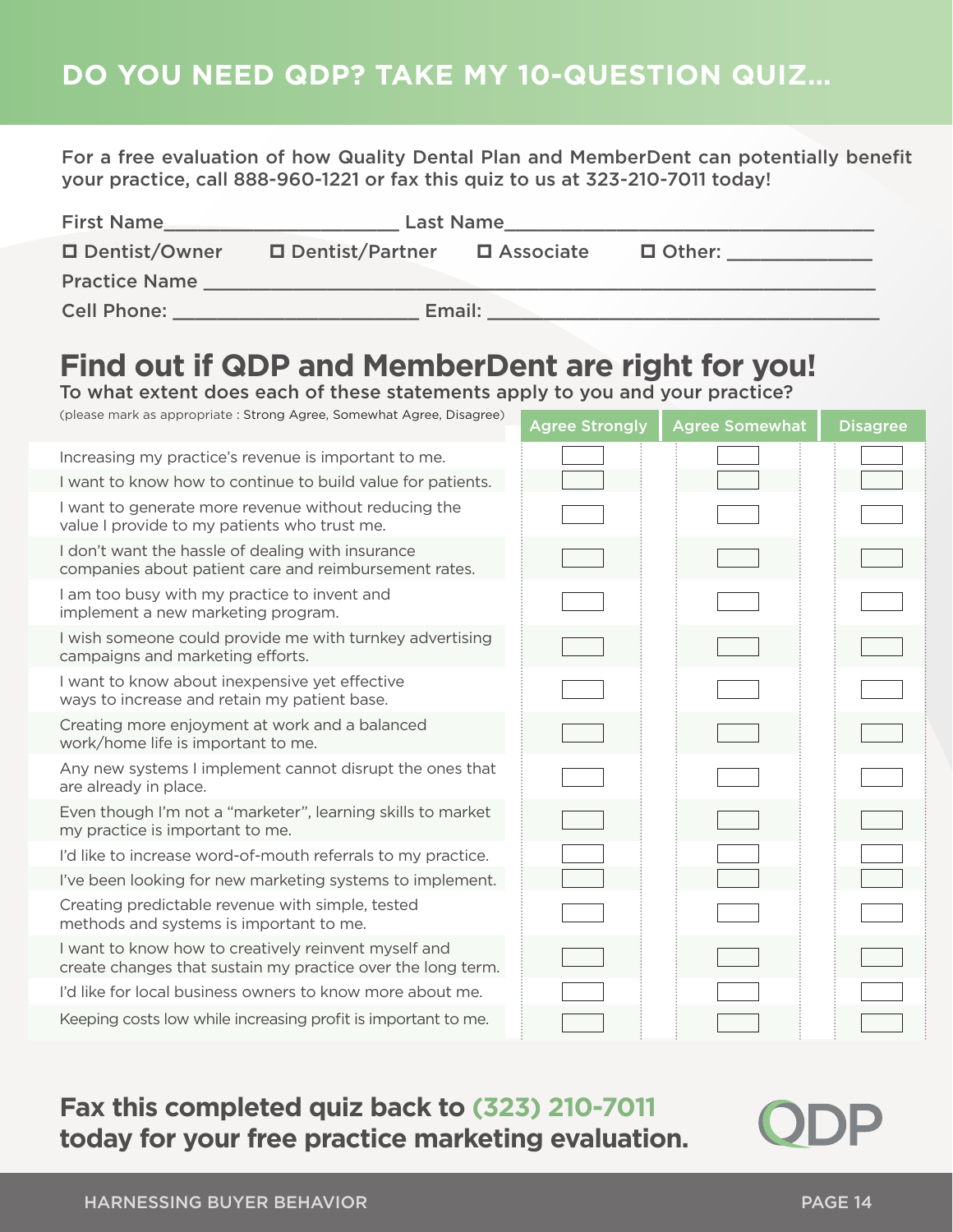# DO YOU NEED QDP? TAKE MY 10-QUESTION QUIZ...

For a free evaluation of how Quality Dental Plan and MemberDent can potentially benefit your practice, call 888-960-1221 or fax this quiz to us at 323-210-7011 today!

First Name______________________ Last Name__________________________________

☐ Dentist/Owner ☐ Dentist/Partner ☐ Associate ☐ Other: ____________

Practice Name ________________________________________________________________

Cell Phone: ______________________ Email: ___________________________________

## Find out if QDP and MemberDent are right for you!

To what extent does each of these statements apply to you and your practice?

(please mark as appropriate : Strong Agree, Somewhat Agree, Disagree)

| | Agree Strongly | Agree Somewhat | Disagree |
|---|---|---|---|
| Increasing my practice's revenue is important to me. | ☐ | ☐ | ☐ |
| I want to know how to continue to build value for patients. | ☐ | ☐ | ☐ |
| I want to generate more revenue without reducing the value I provide to my patients who trust me. | ☐ | ☐ | ☐ |
| I don't want the hassle of dealing with insurance companies about patient care and reimbursement rates. | ☐ | ☐ | ☐ |
| I am too busy with my practice to invent and implement a new marketing program. | ☐ | ☐ | ☐ |
| I wish someone could provide me with turnkey advertising campaigns and marketing efforts. | ☐ | ☐ | ☐ |
| I want to know about inexpensive yet effective ways to increase and retain my patient base. | ☐ | ☐ | ☐ |
| Creating more enjoyment at work and a balanced work/home life is important to me. | ☐ | ☐ | ☐ |
| Any new systems I implement cannot disrupt the ones that are already in place. | ☐ | ☐ | ☐ |
| Even though I'm not a "marketer", learning skills to market my practice is important to me. | ☐ | ☐ | ☐ |
| I'd like to increase word-of-mouth referrals to my practice. | ☐ | ☐ | ☐ |
| I've been looking for new marketing systems to implement. | ☐ | ☐ | ☐ |
| Creating predictable revenue with simple, tested methods and systems is important to me. | ☐ | ☐ | ☐ |
| I want to know how to creatively reinvent myself and create changes that sustain my practice over the long term. | ☐ | ☐ | ☐ |
| I'd like for local business owners to know more about me. | ☐ | ☐ | ☐ |
| Keeping costs low while increasing profit is important to me. | ☐ | ☐ | ☐ |

**Fax this completed quiz back to (323) 210-7011 today for your free practice marketing evaluation.**

QDP